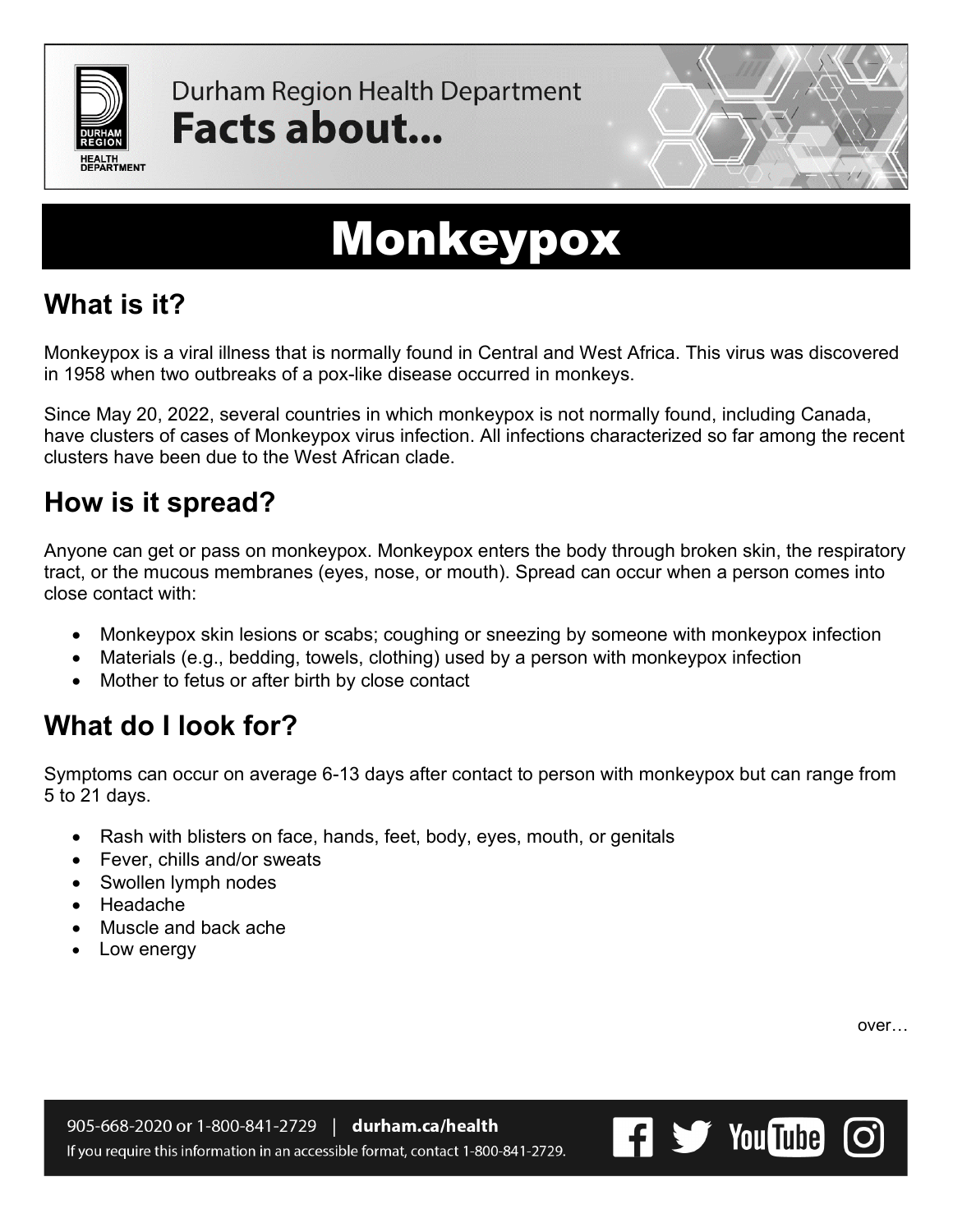Durham Region Health Department

**Facts about...**

# Monkeypox

## What is it?

Monkeypox is a viral illness that is normally found in Central and West Africa. This virus was discovered in 1958 when two outbreaks of a pox-like disease occurred in monkeys.

Since May 20, 2022, several countries in which monkeypox is not normally found, including Canada, have clusters of cases of Monkeypox virus infection. All infections characterized so far among the recent clusters have been due to the West African clade.

## How is it spread?

Anyone can get or pass on monkeypox. Monkeypox enters the body through broken skin, the respiratory tract, or the mucous membranes (eyes, nose, or mouth). Spread can occur when a person comes into close contact with:

- Monkeypox skin lesions or scabs; coughing or sneezing by someone with monkeypox infection
- Materials (e.g., bedding, towels, clothing) used by a person with monkeypox infection
- Mother to fetus or after birth by close contact

## What do I look for?

Symptoms can occur on average 6-13 days after contact to person with monkeypox but can range from 5 to 21 days.

- Rash with blisters on face, hands, feet, body, eyes, mouth, or genitals
- Fever, chills and/or sweats
- Swollen lymph nodes
- Headache
- Muscle and back ache
- Low energy

over…

905-668-2020 or 1-800-841-2729 | **durham.ca/health**

If you require this information in an accessible format, contact 1-800-841-2729.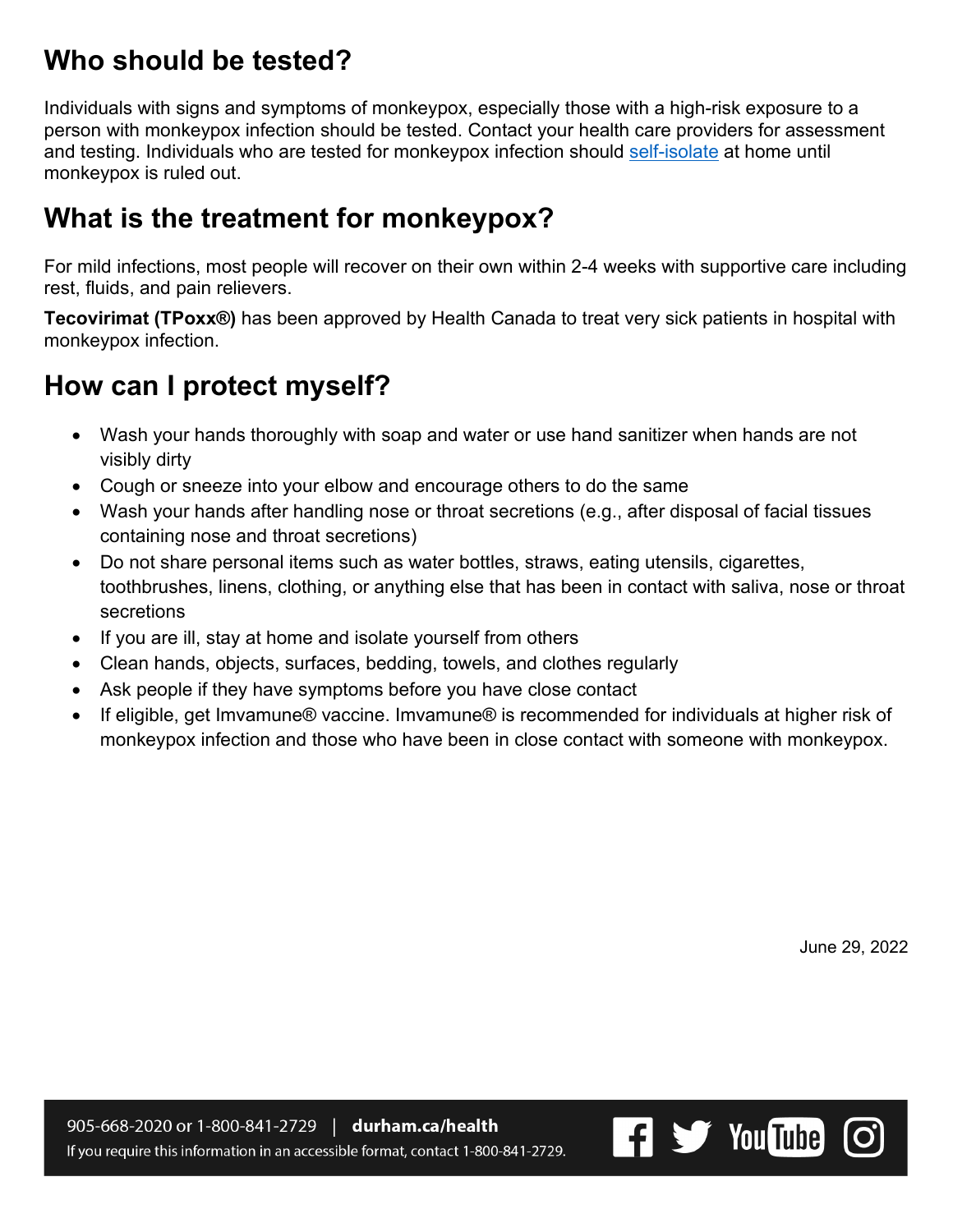## Who should be tested?

Individuals with signs and symptoms of monkeypox, especially those with a high-risk exposure to a person with monkeypox infection should be tested. Contact your health care providers for assessment and testing. Individuals who are tested for monkeypox infection should self-isolate at home until monkeypox is ruled out.

## What is the treatment for monkeypox?

For mild infections, most people will recover on their own within 2-4 weeks with supportive care including rest, fluids, and pain relievers.

**Tecovirimat (TPoxx®)** has been approved by Health Canada to treat very sick patients in hospital with monkeypox infection.

## How can I protect myself?

- Wash your hands thoroughly with soap and water or use hand sanitizer when hands are not visibly dirty
- Cough or sneeze into your elbow and encourage others to do the same
- Wash your hands after handling nose or throat secretions (e.g., after disposal of facial tissues containing nose and throat secretions)
- Do not share personal items such as water bottles, straws, eating utensils, cigarettes, toothbrushes, linens, clothing, or anything else that has been in contact with saliva, nose or throat secretions
- If you are ill, stay at home and isolate yourself from others
- Clean hands, objects, surfaces, bedding, towels, and clothes regularly
- Ask people if they have symptoms before you have close contact
- If eligible, get Imvamune® vaccine. Imvamune® is recommended for individuals at higher risk of monkeypox infection and those who have been in close contact with someone with monkeypox.

June 29, 2022

905-668-2020 or 1-800-841-2729 | **durham.ca/health**

If you require this information in an accessible format, contact 1-800-841-2729.